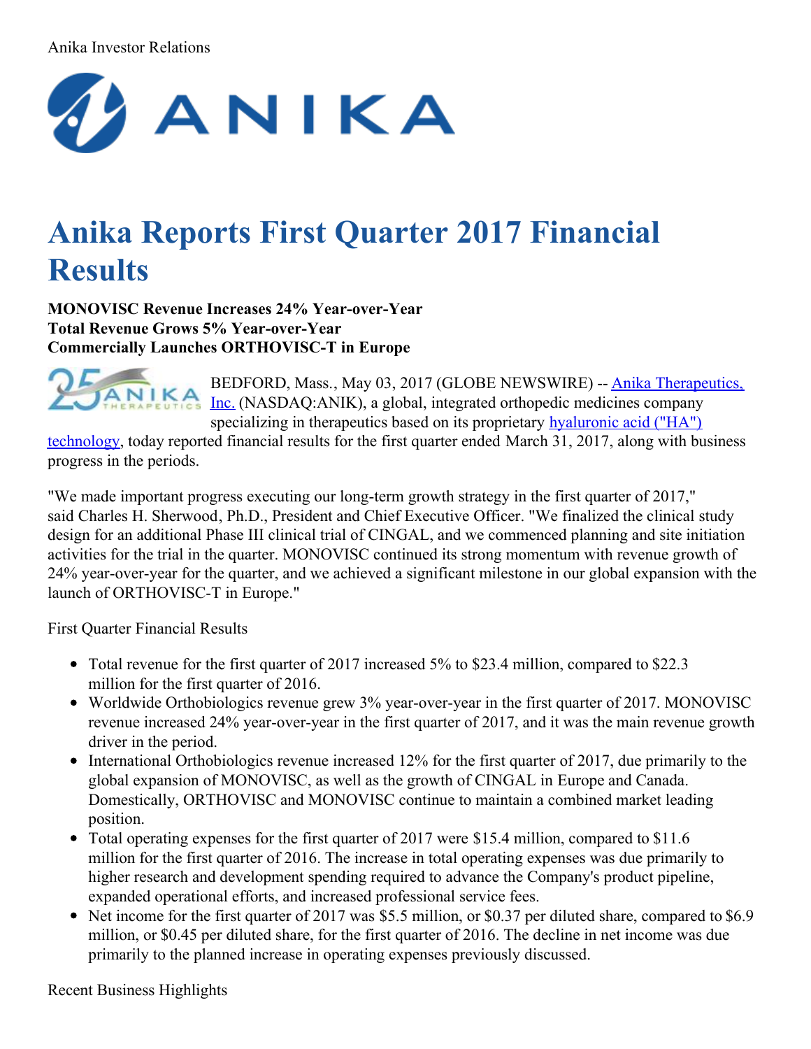Anika Investor Relations

# Anika Reports First Quarter 2017 Financial Results

**MONOVISC Revenue Increases 24% Year-over-Year**
**Total Revenue Grows 5% Year-over-Year**
**Commercially Launches ORTHOVISC-T in Europe**

BEDFORD, Mass., May 03, 2017 (GLOBE NEWSWIRE) -- Anika Therapeutics, Inc. (NASDAQ:ANIK), a global, integrated orthopedic medicines company specializing in therapeutics based on its proprietary hyaluronic acid ("HA") technology, today reported financial results for the first quarter ended March 31, 2017, along with business progress in the periods.

"We made important progress executing our long-term growth strategy in the first quarter of 2017," said Charles H. Sherwood, Ph.D., President and Chief Executive Officer. "We finalized the clinical study design for an additional Phase III clinical trial of CINGAL, and we commenced planning and site initiation activities for the trial in the quarter. MONOVISC continued its strong momentum with revenue growth of 24% year-over-year for the quarter, and we achieved a significant milestone in our global expansion with the launch of ORTHOVISC-T in Europe."

First Quarter Financial Results

- Total revenue for the first quarter of 2017 increased 5% to $23.4 million, compared to $22.3 million for the first quarter of 2016.
- Worldwide Orthobiologics revenue grew 3% year-over-year in the first quarter of 2017. MONOVISC revenue increased 24% year-over-year in the first quarter of 2017, and it was the main revenue growth driver in the period.
- International Orthobiologics revenue increased 12% for the first quarter of 2017, due primarily to the global expansion of MONOVISC, as well as the growth of CINGAL in Europe and Canada. Domestically, ORTHOVISC and MONOVISC continue to maintain a combined market leading position.
- Total operating expenses for the first quarter of 2017 were $15.4 million, compared to $11.6 million for the first quarter of 2016. The increase in total operating expenses was due primarily to higher research and development spending required to advance the Company's product pipeline, expanded operational efforts, and increased professional service fees.
- Net income for the first quarter of 2017 was $5.5 million, or $0.37 per diluted share, compared to $6.9 million, or $0.45 per diluted share, for the first quarter of 2016. The decline in net income was due primarily to the planned increase in operating expenses previously discussed.

Recent Business Highlights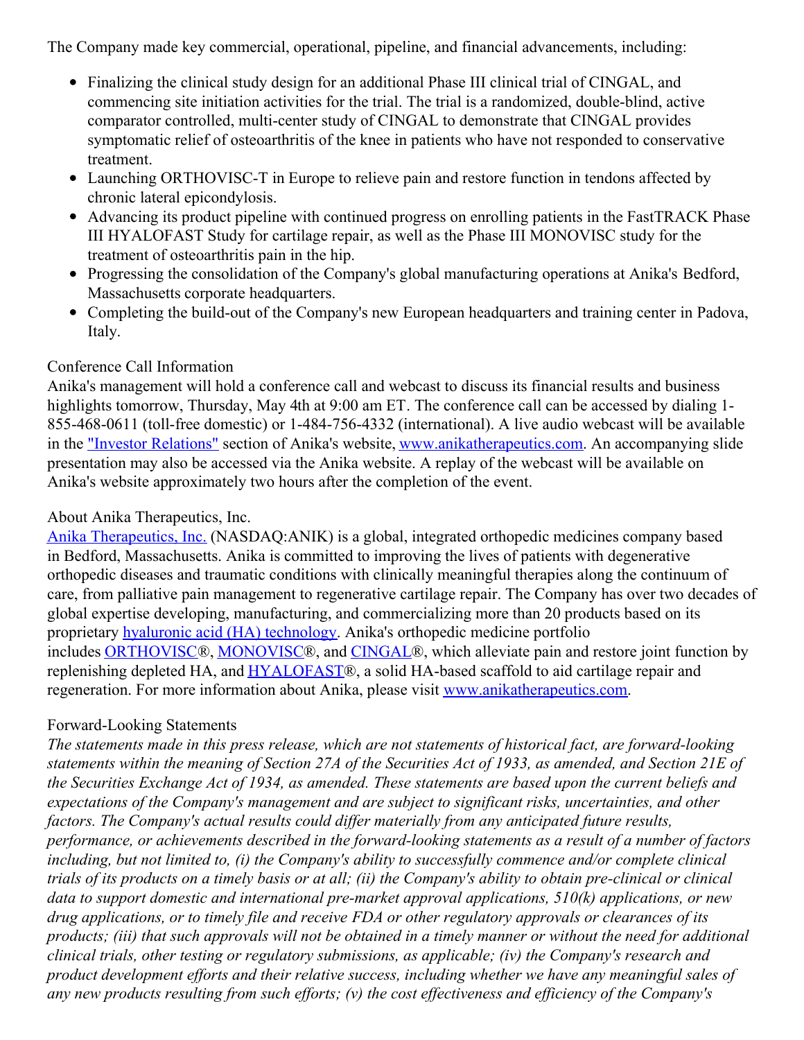The Company made key commercial, operational, pipeline, and financial advancements, including:

- Finalizing the clinical study design for an additional Phase III clinical trial of CINGAL, and commencing site initiation activities for the trial. The trial is a randomized, double-blind, active comparator controlled, multi-center study of CINGAL to demonstrate that CINGAL provides symptomatic relief of osteoarthritis of the knee in patients who have not responded to conservative treatment.
- Launching ORTHOVISC-T in Europe to relieve pain and restore function in tendons affected by chronic lateral epicondylosis.
- Advancing its product pipeline with continued progress on enrolling patients in the FastTRACK Phase III HYALOFAST Study for cartilage repair, as well as the Phase III MONOVISC study for the treatment of osteoarthritis pain in the hip.
- Progressing the consolidation of the Company's global manufacturing operations at Anika's Bedford, Massachusetts corporate headquarters.
- Completing the build-out of the Company's new European headquarters and training center in Padova, Italy.

Conference Call Information

Anika's management will hold a conference call and webcast to discuss its financial results and business highlights tomorrow, Thursday, May 4th at 9:00 am ET. The conference call can be accessed by dialing 1-855-468-0611 (toll-free domestic) or 1-484-756-4332 (international). A live audio webcast will be available in the "Investor Relations" section of Anika's website, www.anikatherapeutics.com. An accompanying slide presentation may also be accessed via the Anika website. A replay of the webcast will be available on Anika's website approximately two hours after the completion of the event.

About Anika Therapeutics, Inc.

Anika Therapeutics, Inc. (NASDAQ:ANIK) is a global, integrated orthopedic medicines company based in Bedford, Massachusetts. Anika is committed to improving the lives of patients with degenerative orthopedic diseases and traumatic conditions with clinically meaningful therapies along the continuum of care, from palliative pain management to regenerative cartilage repair. The Company has over two decades of global expertise developing, manufacturing, and commercializing more than 20 products based on its proprietary hyaluronic acid (HA) technology. Anika's orthopedic medicine portfolio includes ORTHOVISC®, MONOVISC®, and CINGAL®, which alleviate pain and restore joint function by replenishing depleted HA, and HYALOFAST®, a solid HA-based scaffold to aid cartilage repair and regeneration. For more information about Anika, please visit www.anikatherapeutics.com.

Forward-Looking Statements

*The statements made in this press release, which are not statements of historical fact, are forward-looking statements within the meaning of Section 27A of the Securities Act of 1933, as amended, and Section 21E of the Securities Exchange Act of 1934, as amended. These statements are based upon the current beliefs and expectations of the Company's management and are subject to significant risks, uncertainties, and other factors. The Company's actual results could differ materially from any anticipated future results, performance, or achievements described in the forward-looking statements as a result of a number of factors including, but not limited to, (i) the Company's ability to successfully commence and/or complete clinical trials of its products on a timely basis or at all; (ii) the Company's ability to obtain pre-clinical or clinical data to support domestic and international pre-market approval applications, 510(k) applications, or new drug applications, or to timely file and receive FDA or other regulatory approvals or clearances of its products; (iii) that such approvals will not be obtained in a timely manner or without the need for additional clinical trials, other testing or regulatory submissions, as applicable; (iv) the Company's research and product development efforts and their relative success, including whether we have any meaningful sales of any new products resulting from such efforts; (v) the cost effectiveness and efficiency of the Company's*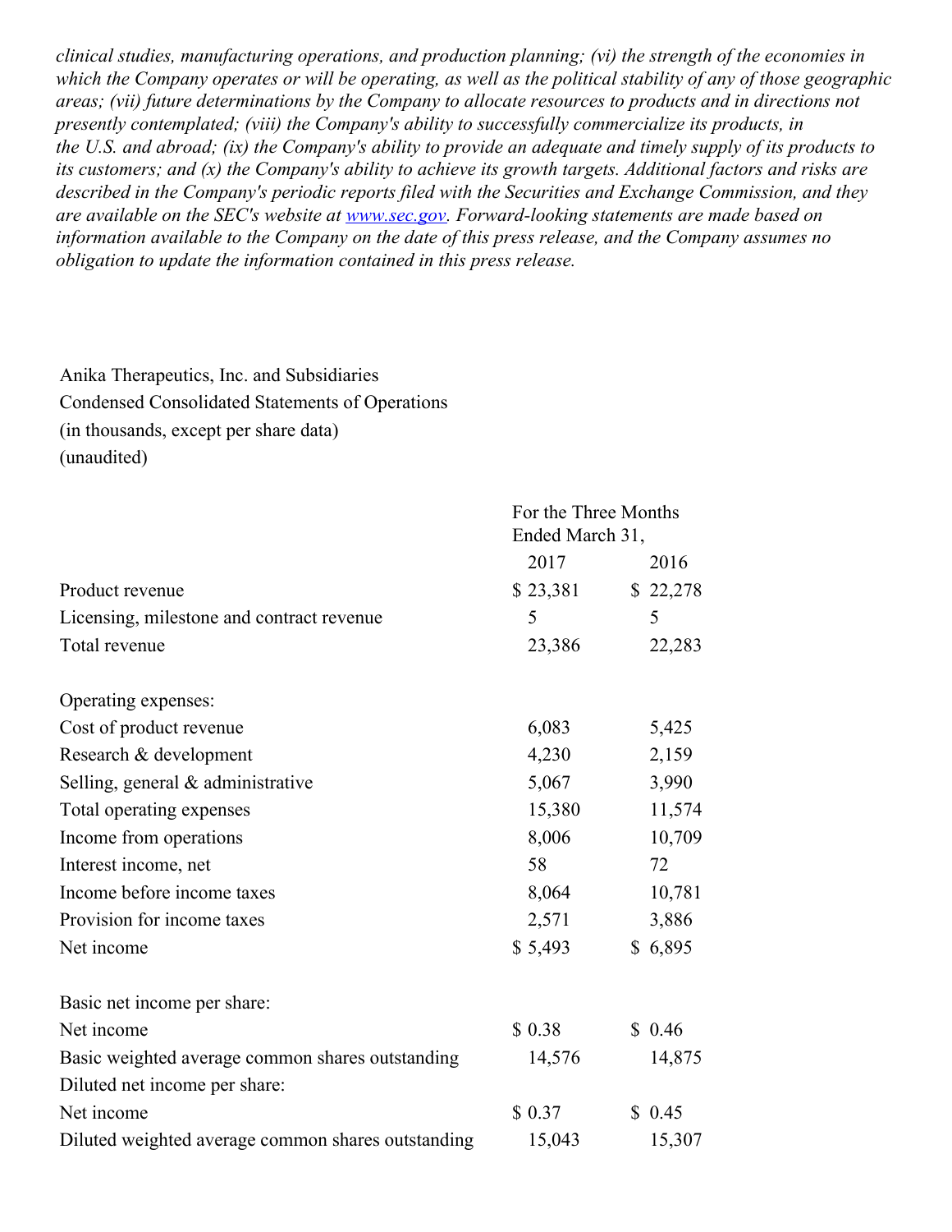*clinical studies, manufacturing operations, and production planning; (vi) the strength of the economies in which the Company operates or will be operating, as well as the political stability of any of those geographic areas; (vii) future determinations by the Company to allocate resources to products and in directions not presently contemplated; (viii) the Company's ability to successfully commercialize its products, in the U.S. and abroad; (ix) the Company's ability to provide an adequate and timely supply of its products to its customers; and (x) the Company's ability to achieve its growth targets. Additional factors and risks are described in the Company's periodic reports filed with the Securities and Exchange Commission, and they are available on the SEC's website at [www.sec.gov](http://www.sec.gov). Forward-looking statements are made based on information available to the Company on the date of this press release, and the Company assumes no obligation to update the information contained in this press release.*

Anika Therapeutics, Inc. and Subsidiaries
Condensed Consolidated Statements of Operations
(in thousands, except per share data)
(unaudited)

| | For the Three Months Ended March 31, | |
|---|---|---|
| | 2017 | 2016 |
| Product revenue | $ 23,381 | $ 22,278 |
| Licensing, milestone and contract revenue | 5 | 5 |
| Total revenue | 23,386 | 22,283 |
| | | |
| Operating expenses: | | |
| Cost of product revenue | 6,083 | 5,425 |
| Research & development | 4,230 | 2,159 |
| Selling, general & administrative | 5,067 | 3,990 |
| Total operating expenses | 15,380 | 11,574 |
| Income from operations | 8,006 | 10,709 |
| Interest income, net | 58 | 72 |
| Income before income taxes | 8,064 | 10,781 |
| Provision for income taxes | 2,571 | 3,886 |
| Net income | $ 5,493 | $ 6,895 |
| | | |
| Basic net income per share: | | |
| Net income | $ 0.38 | $ 0.46 |
| Basic weighted average common shares outstanding | 14,576 | 14,875 |
| Diluted net income per share: | | |
| Net income | $ 0.37 | $ 0.45 |
| Diluted weighted average common shares outstanding | 15,043 | 15,307 |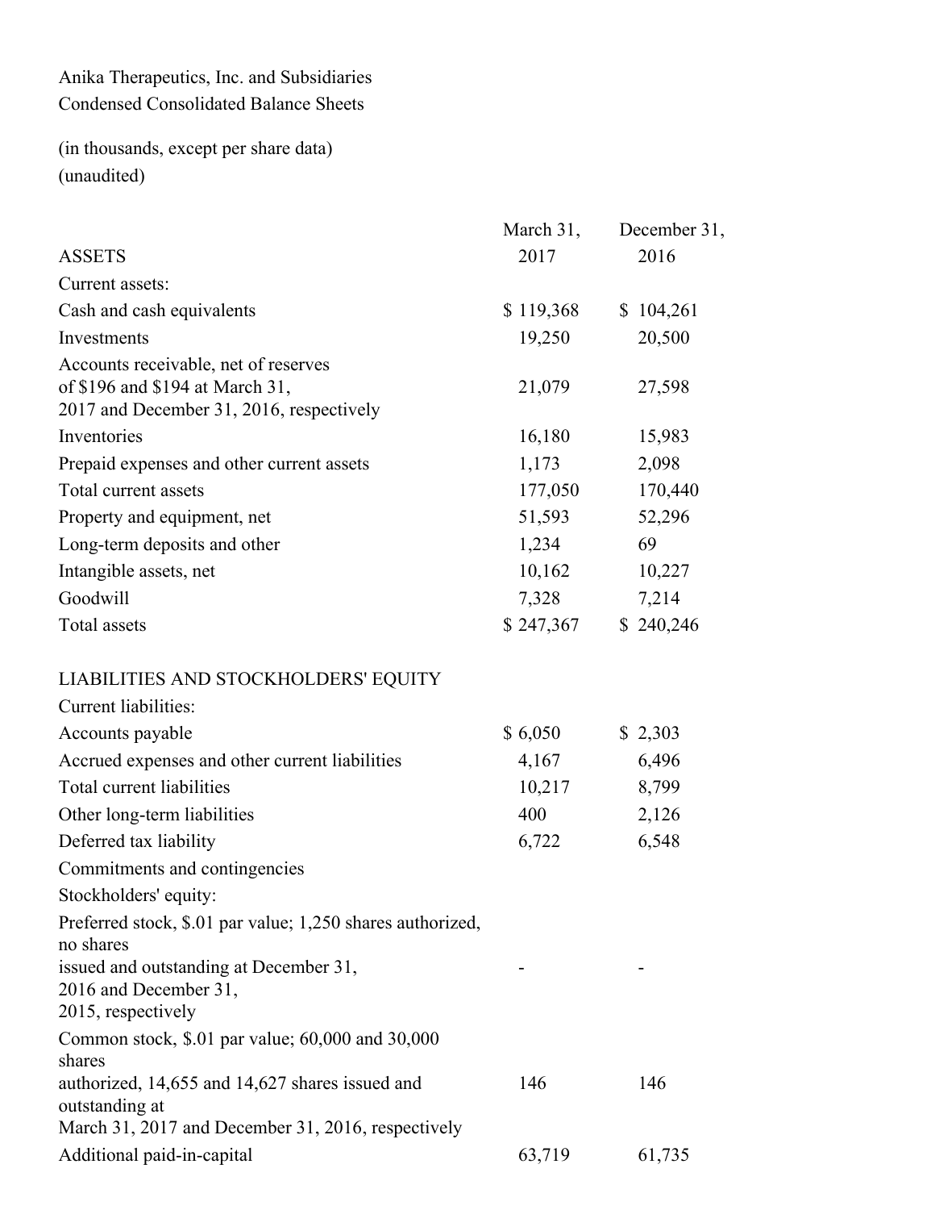Anika Therapeutics, Inc. and Subsidiaries
Condensed Consolidated Balance Sheets

(in thousands, except per share data)
(unaudited)

| | March 31, 2017 | December 31, 2016 |
|---|---|---|
| ASSETS | | |
| Current assets: | | |
| Cash and cash equivalents | $ 119,368 | $ 104,261 |
| Investments | 19,250 | 20,500 |
| Accounts receivable, net of reserves of $196 and $194 at March 31, 2017 and December 31, 2016, respectively | 21,079 | 27,598 |
| Inventories | 16,180 | 15,983 |
| Prepaid expenses and other current assets | 1,173 | 2,098 |
| Total current assets | 177,050 | 170,440 |
| Property and equipment, net | 51,593 | 52,296 |
| Long-term deposits and other | 1,234 | 69 |
| Intangible assets, net | 10,162 | 10,227 |
| Goodwill | 7,328 | 7,214 |
| Total assets | $ 247,367 | $ 240,246 |
| | | |
| LIABILITIES AND STOCKHOLDERS' EQUITY | | |
| Current liabilities: | | |
| Accounts payable | $ 6,050 | $ 2,303 |
| Accrued expenses and other current liabilities | 4,167 | 6,496 |
| Total current liabilities | 10,217 | 8,799 |
| Other long-term liabilities | 400 | 2,126 |
| Deferred tax liability | 6,722 | 6,548 |
| Commitments and contingencies | | |
| Stockholders' equity: | | |
| Preferred stock, $.01 par value; 1,250 shares authorized, no shares issued and outstanding at December 31, 2016 and December 31, 2015, respectively | - | - |
| Common stock, $.01 par value; 60,000 and 30,000 shares authorized, 14,655 and 14,627 shares issued and outstanding at March 31, 2017 and December 31, 2016, respectively | 146 | 146 |
| Additional paid-in-capital | 63,719 | 61,735 |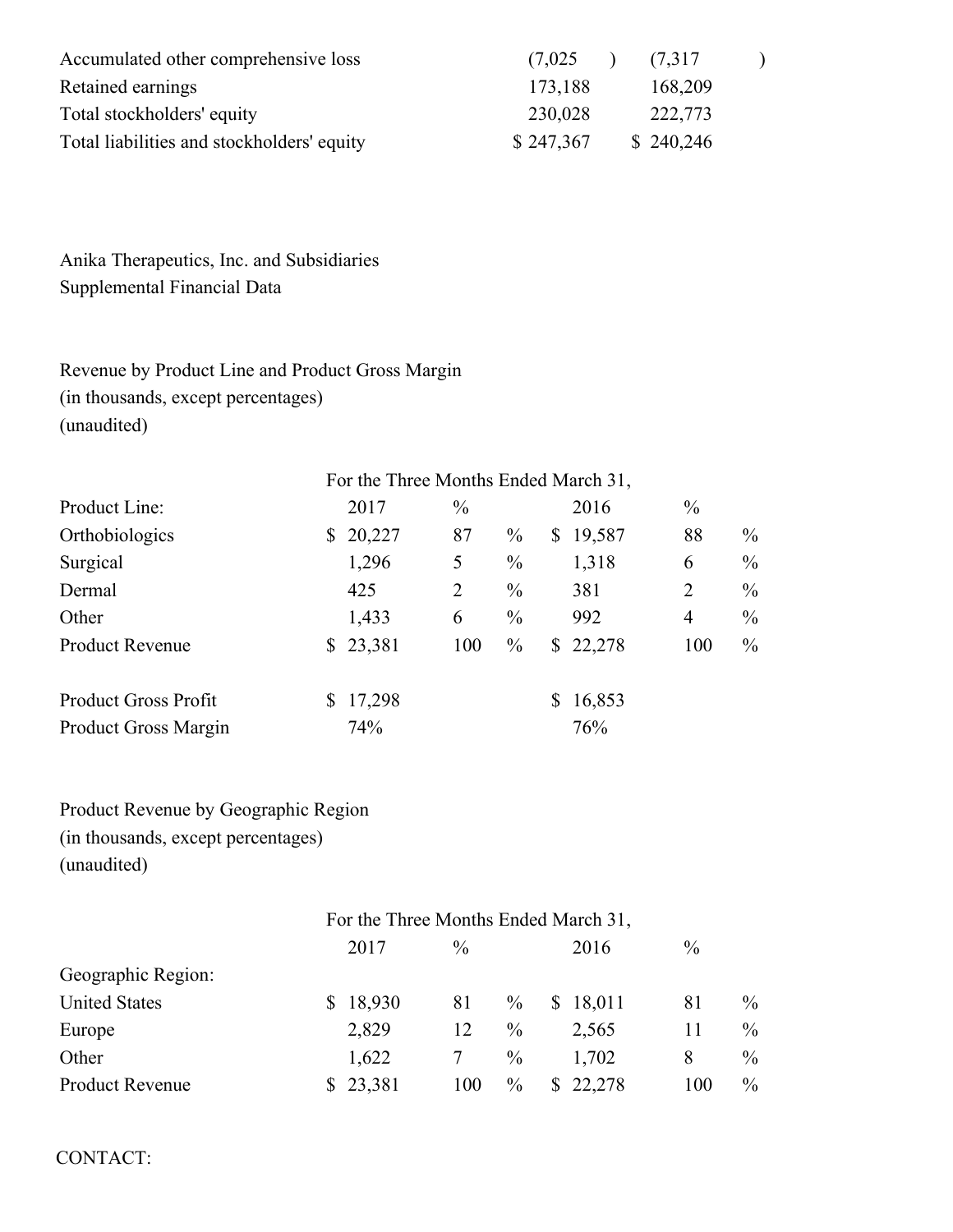| | | |
|---|---|---|
| Accumulated other comprehensive loss | (7,025) | (7,317) |
| Retained earnings | 173,188 | 168,209 |
| Total stockholders' equity | 230,028 | 222,773 |
| Total liabilities and stockholders' equity | $ 247,367 | $ 240,246 |

Anika Therapeutics, Inc. and Subsidiaries
Supplemental Financial Data

Revenue by Product Line and Product Gross Margin
(in thousands, except percentages)
(unaudited)

| | For the Three Months Ended March 31, | | | |
|---|---|---|---|---|
| Product Line: | 2017 | % | 2016 | % |
| Orthobiologics | $ 20,227 | 87 % | $ 19,587 | 88 % |
| Surgical | 1,296 | 5 % | 1,318 | 6 % |
| Dermal | 425 | 2 % | 381 | 2 % |
| Other | 1,433 | 6 % | 992 | 4 % |
| Product Revenue | $ 23,381 | 100 % | $ 22,278 | 100 % |
| | | | | |
| Product Gross Profit | $ 17,298 | | $ 16,853 | |
| Product Gross Margin | 74% | | 76% | |

Product Revenue by Geographic Region
(in thousands, except percentages)
(unaudited)

| | For the Three Months Ended March 31, | | | |
|---|---|---|---|---|
| | 2017 | % | 2016 | % |
| Geographic Region: | | | | |
| United States | $ 18,930 | 81 % | $ 18,011 | 81 % |
| Europe | 2,829 | 12 % | 2,565 | 11 % |
| Other | 1,622 | 7 % | 1,702 | 8 % |
| Product Revenue | $ 23,381 | 100 % | $ 22,278 | 100 % |

CONTACT: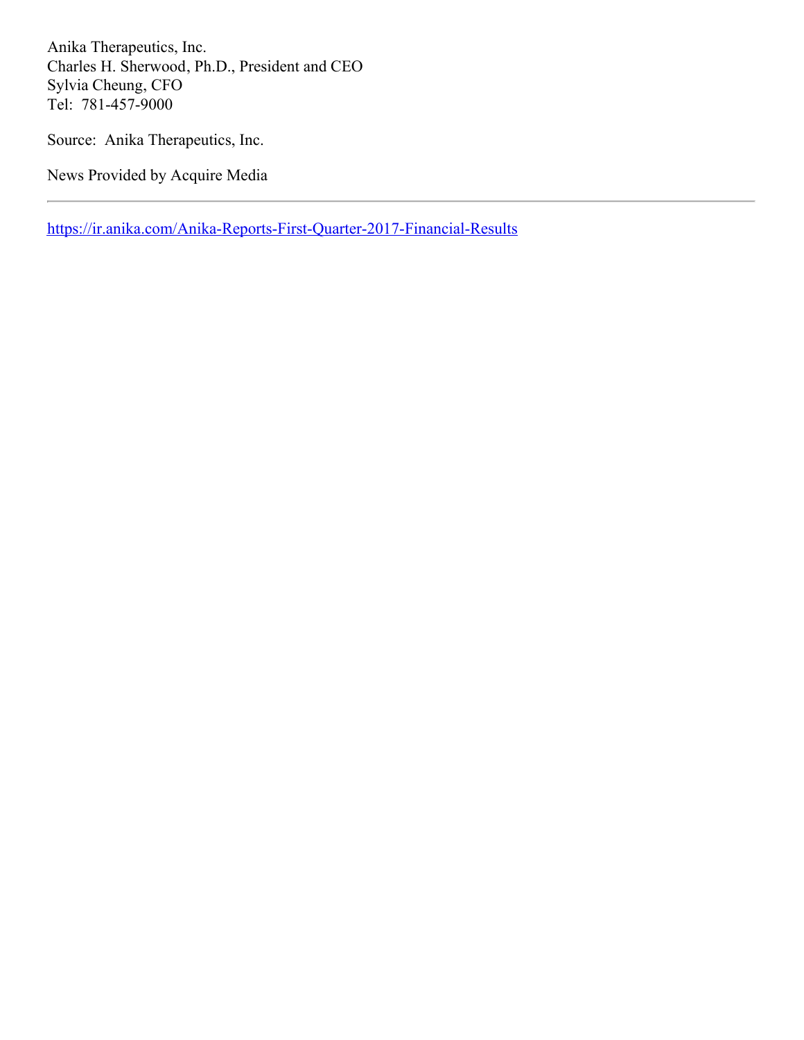Anika Therapeutics, Inc.
Charles H. Sherwood, Ph.D., President and CEO
Sylvia Cheung, CFO
Tel: 781-457-9000

Source: Anika Therapeutics, Inc.

News Provided by Acquire Media

---

https://ir.anika.com/Anika-Reports-First-Quarter-2017-Financial-Results